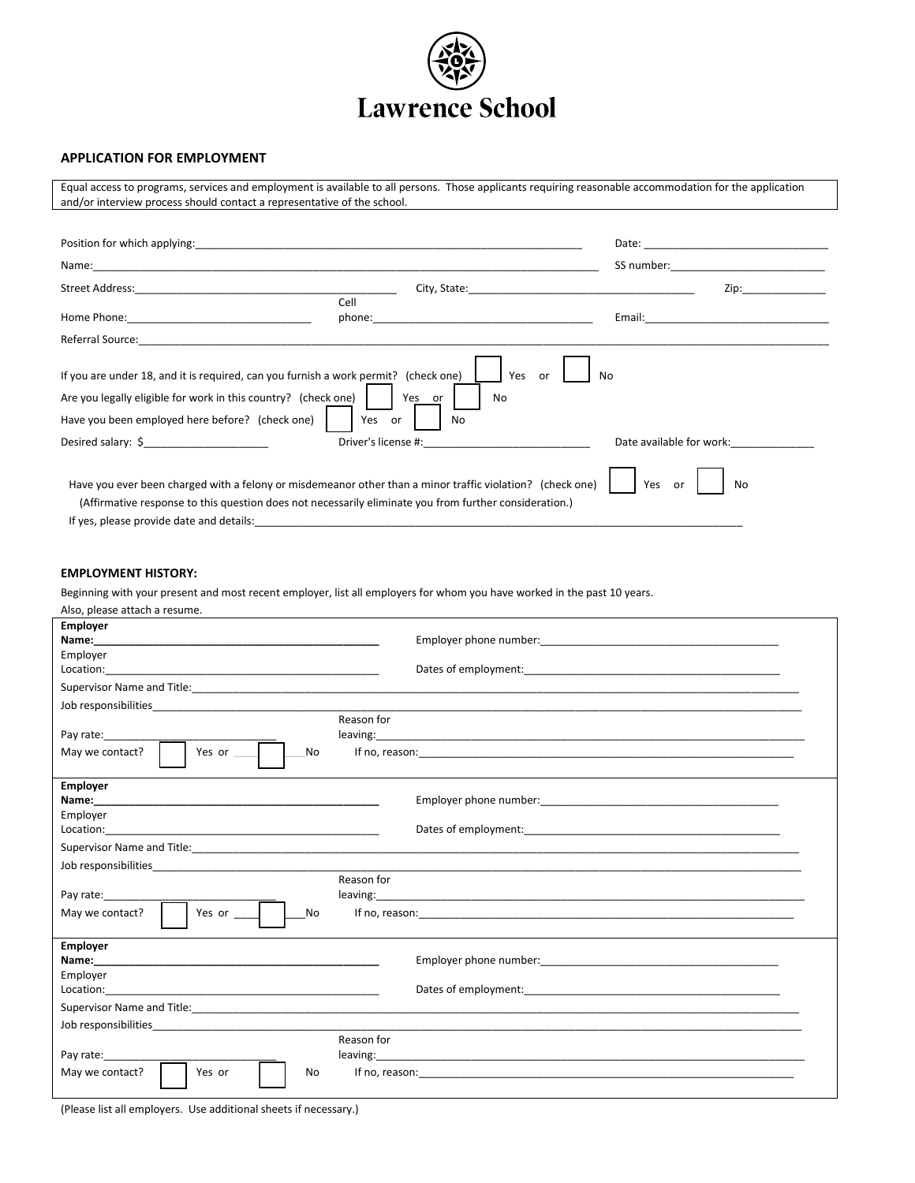# Lawrence School

## APPLICATION FOR EMPLOYMENT

Equal access to programs, services and employment is available to all persons. Those applicants requiring reasonable accommodation for the application and/or interview process should contact a representative of the school.

Position for which applying:_______________________________________________ Date: ______________________

Name:_______________________________________________________________ SS number:____________________

Street Address:________________________________ City, State:____________________________ Zip:__________

Home Phone:______________________ Cell phone:____________________________ Email:______________________

Referral Source:_________________________________________________________________________________

If you are under 18, and it is required, can you furnish a work permit? (check one) ☐ Yes or ☐ No

Are you legally eligible for work in this country? (check one) ☐ Yes or ☐ No

Have you been employed here before? (check one) ☐ Yes or ☐ No

Desired salary: $_______________ Driver's license #:_____________________ Date available for work:__________

Have you ever been charged with a felony or misdemeanor other than a minor traffic violation? (check one) ☐ Yes or ☐ No

(Affirmative response to this question does not necessarily eliminate you from further consideration.)

If yes, please provide date and details:______________________________________________________________

### EMPLOYMENT HISTORY:

Beginning with your present and most recent employer, list all employers for whom you have worked in the past 10 years.

Also, please attach a resume.

**Employer Name:**______________________________ Employer phone number:______________________________

Employer Location:______________________________ Dates of employment:______________________________

Supervisor Name and Title:_________________________________________________________________________

Job responsibilities______________________________________________________________________________

Pay rate:___________________ Reason for leaving:_____________________________________________________

May we contact? ☐ Yes or ☐ No If no, reason:_______________________________________________________

**Employer Name:**______________________________ Employer phone number:______________________________

Employer Location:______________________________ Dates of employment:______________________________

Supervisor Name and Title:_________________________________________________________________________

Job responsibilities______________________________________________________________________________

Pay rate:___________________ Reason for leaving:_____________________________________________________

May we contact? ☐ Yes or ☐ No If no, reason:_______________________________________________________

**Employer Name:**______________________________ Employer phone number:______________________________

Employer Location:______________________________ Dates of employment:______________________________

Supervisor Name and Title:_________________________________________________________________________

Job responsibilities______________________________________________________________________________

Pay rate:___________________ Reason for leaving:_____________________________________________________

May we contact? ☐ Yes or ☐ No If no, reason:_______________________________________________________

(Please list all employers. Use additional sheets if necessary.)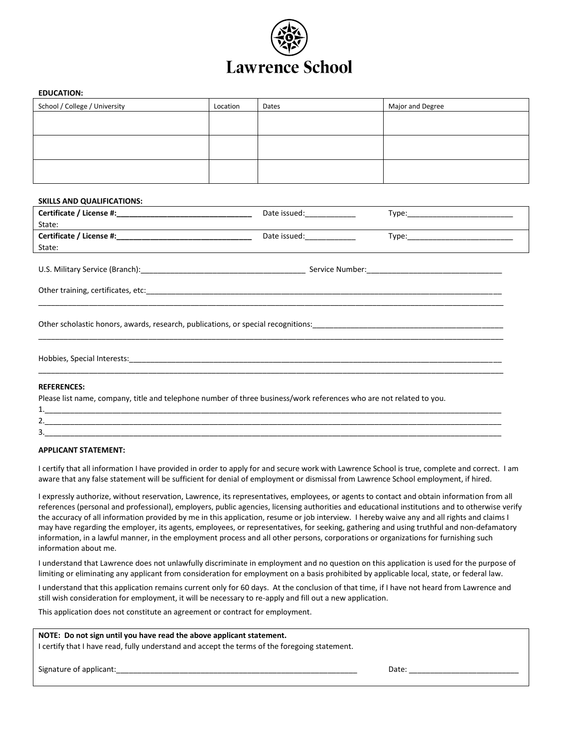# Lawrence School

**EDUCATION:**

| School / College / University | Location | Dates | Major and Degree |
| --- | --- | --- | --- |
| | | | |
| | | | |
| | | | |

**SKILLS AND QUALIFICATIONS:**

| | | |
| --- | --- | --- |
| **Certificate / License #:________________________________** State: | Date issued:____________ | Type:_________________________ |
| **Certificate / License #:________________________________** State: | Date issued:____________ | Type:_________________________ |

U.S. Military Service (Branch):_______________________________________ Service Number:_______________________________

Other training, certificates, etc:_____________________________________________________________________________________
______________________________________________________________________________________________________________

Other scholastic honors, awards, research, publications, or special recognitions:______________________________________________
______________________________________________________________________________________________________________

Hobbies, Special Interests:__________________________________________________________________________________________
______________________________________________________________________________________________________________

**REFERENCES:**

Please list name, company, title and telephone number of three business/work references who are not related to you.

1.____________________________________________________________________________________________________________
2.____________________________________________________________________________________________________________
3.____________________________________________________________________________________________________________

**APPLICANT STATEMENT:**

I certify that all information I have provided in order to apply for and secure work with Lawrence School is true, complete and correct. I am aware that any false statement will be sufficient for denial of employment or dismissal from Lawrence School employment, if hired.

I expressly authorize, without reservation, Lawrence, its representatives, employees, or agents to contact and obtain information from all references (personal and professional), employers, public agencies, licensing authorities and educational institutions and to otherwise verify the accuracy of all information provided by me in this application, resume or job interview. I hereby waive any and all rights and claims I may have regarding the employer, its agents, employees, or representatives, for seeking, gathering and using truthful and non-defamatory information, in a lawful manner, in the employment process and all other persons, corporations or organizations for furnishing such information about me.

I understand that Lawrence does not unlawfully discriminate in employment and no question on this application is used for the purpose of limiting or eliminating any applicant from consideration for employment on a basis prohibited by applicable local, state, or federal law.

I understand that this application remains current only for 60 days. At the conclusion of that time, if I have not heard from Lawrence and still wish consideration for employment, it will be necessary to re-apply and fill out a new application.

This application does not constitute an agreement or contract for employment.

**NOTE: Do not sign until you have read the above applicant statement.**
I certify that I have read, fully understand and accept the terms of the foregoing statement.

Signature of applicant:___________________________________________________________ Date: __________________________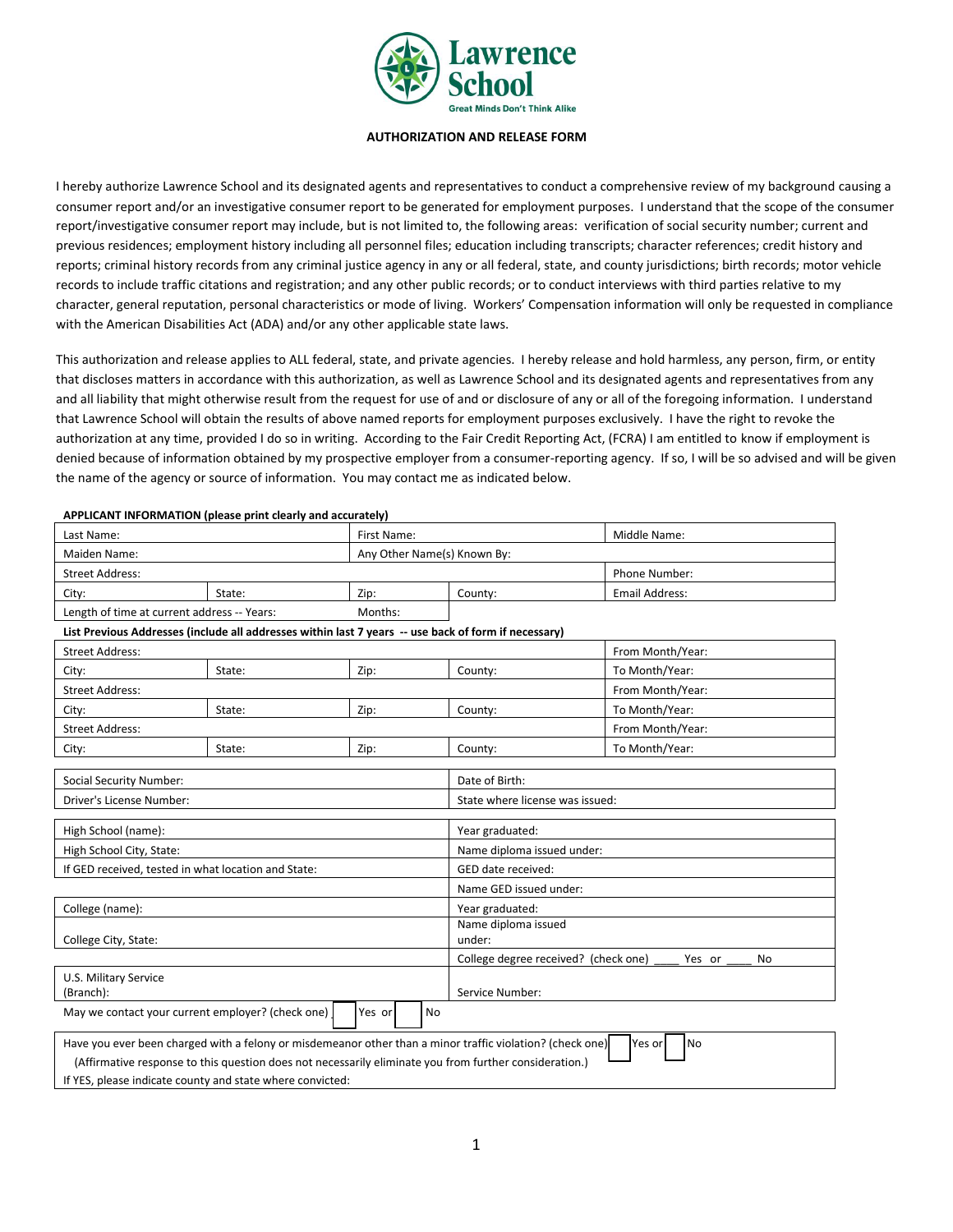Lawrence School

Great Minds Don't Think Alike

**AUTHORIZATION AND RELEASE FORM**

I hereby authorize Lawrence School and its designated agents and representatives to conduct a comprehensive review of my background causing a consumer report and/or an investigative consumer report to be generated for employment purposes. I understand that the scope of the consumer report/investigative consumer report may include, but is not limited to, the following areas: verification of social security number; current and previous residences; employment history including all personnel files; education including transcripts; character references; credit history and reports; criminal history records from any criminal justice agency in any or all federal, state, and county jurisdictions; birth records; motor vehicle records to include traffic citations and registration; and any other public records; or to conduct interviews with third parties relative to my character, general reputation, personal characteristics or mode of living. Workers' Compensation information will only be requested in compliance with the American Disabilities Act (ADA) and/or any other applicable state laws.

This authorization and release applies to ALL federal, state, and private agencies. I hereby release and hold harmless, any person, firm, or entity that discloses matters in accordance with this authorization, as well as Lawrence School and its designated agents and representatives from any and all liability that might otherwise result from the request for use of and or disclosure of any or all of the foregoing information. I understand that Lawrence School will obtain the results of above named reports for employment purposes exclusively. I have the right to revoke the authorization at any time, provided I do so in writing. According to the Fair Credit Reporting Act, (FCRA) I am entitled to know if employment is denied because of information obtained by my prospective employer from a consumer-reporting agency. If so, I will be so advised and will be given the name of the agency or source of information. You may contact me as indicated below.

**APPLICANT INFORMATION (please print clearly and accurately)**

| Last Name: | | First Name: | | Middle Name: |
|---|---|---|---|---|
| Maiden Name: | | Any Other Name(s) Known By: | | |
| Street Address: | | | | Phone Number: |
| City: | State: | Zip: | County: | Email Address: |
| Length of time at current address -- Years: | | Months: | | |

**List Previous Addresses (include all addresses within last 7 years -- use back of form if necessary)**

| Street Address: | | | | From Month/Year: |
|---|---|---|---|---|
| City: | State: | Zip: | County: | To Month/Year: |
| Street Address: | | | | From Month/Year: |
| City: | State: | Zip: | County: | To Month/Year: |
| Street Address: | | | | From Month/Year: |
| City: | State: | Zip: | County: | To Month/Year: |

| Social Security Number: | Date of Birth: |
|---|---|
| Driver's License Number: | State where license was issued: |

| High School (name): | Year graduated: |
|---|---|
| High School City, State: | Name diploma issued under: |
| If GED received, tested in what location and State: | GED date received: |
| | Name GED issued under: |
| College (name): | Year graduated: |
| College City, State: | Name diploma issued under: |
| | College degree received? (check one) ____ Yes or ____ No |
| U.S. Military Service (Branch): | Service Number: |

May we contact your current employer? (check one) ☐ Yes or ☐ No

| Have you ever been charged with a felony or misdemeanor other than a minor traffic violation? (check one) ☐ Yes or ☐ No |
|---|
| (Affirmative response to this question does not necessarily eliminate you from further consideration.) |
| If YES, please indicate county and state where convicted: |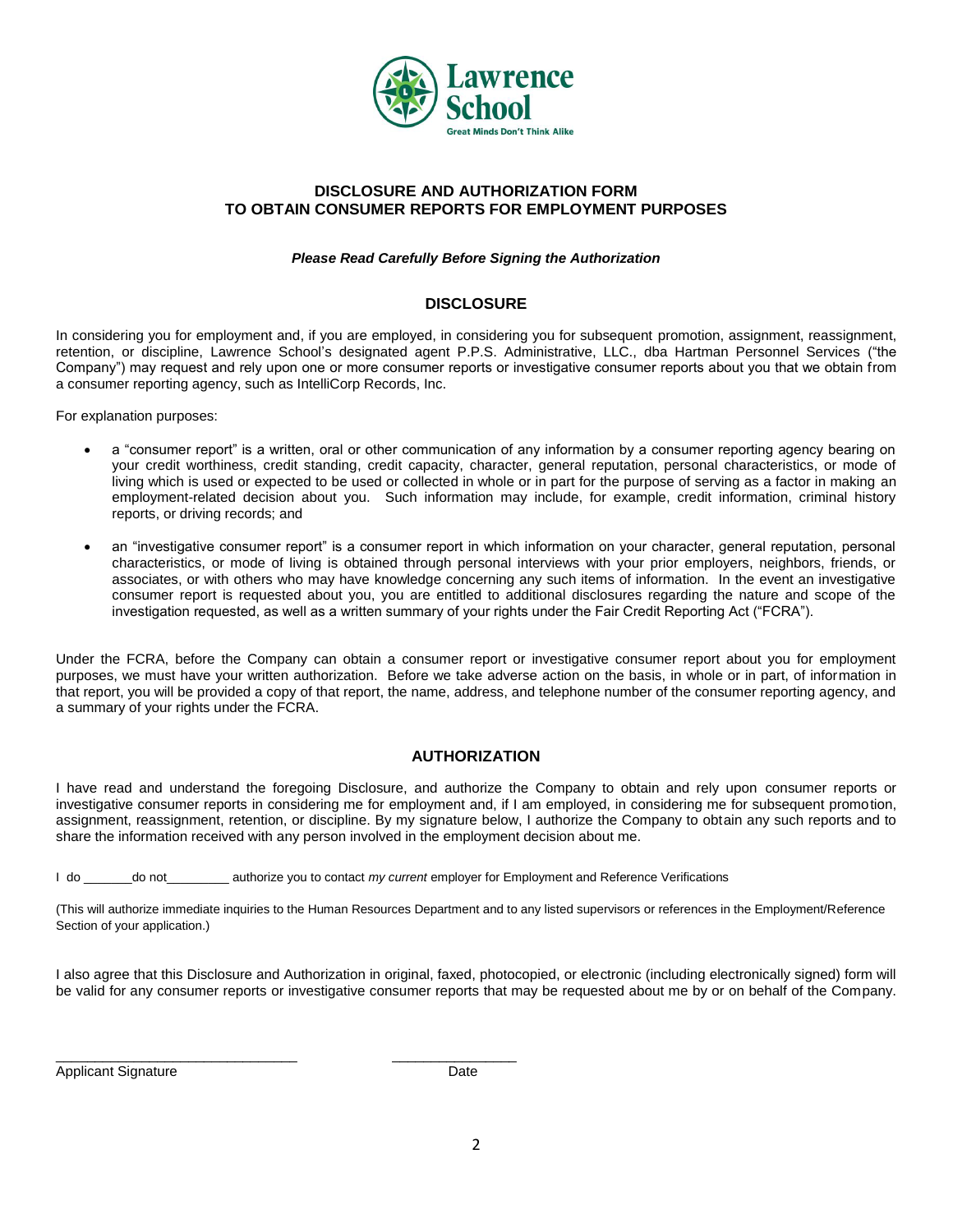Lawrence School

Great Minds Don't Think Alike

## DISCLOSURE AND AUTHORIZATION FORM TO OBTAIN CONSUMER REPORTS FOR EMPLOYMENT PURPOSES

***Please Read Carefully Before Signing the Authorization***

### DISCLOSURE

In considering you for employment and, if you are employed, in considering you for subsequent promotion, assignment, reassignment, retention, or discipline, Lawrence School's designated agent P.P.S. Administrative, LLC., dba Hartman Personnel Services ("the Company") may request and rely upon one or more consumer reports or investigative consumer reports about you that we obtain from a consumer reporting agency, such as IntelliCorp Records, Inc.

For explanation purposes:

- a "consumer report" is a written, oral or other communication of any information by a consumer reporting agency bearing on your credit worthiness, credit standing, credit capacity, character, general reputation, personal characteristics, or mode of living which is used or expected to be used or collected in whole or in part for the purpose of serving as a factor in making an employment-related decision about you. Such information may include, for example, credit information, criminal history reports, or driving records; and

- an "investigative consumer report" is a consumer report in which information on your character, general reputation, personal characteristics, or mode of living is obtained through personal interviews with your prior employers, neighbors, friends, or associates, or with others who may have knowledge concerning any such items of information. In the event an investigative consumer report is requested about you, you are entitled to additional disclosures regarding the nature and scope of the investigation requested, as well as a written summary of your rights under the Fair Credit Reporting Act ("FCRA").

Under the FCRA, before the Company can obtain a consumer report or investigative consumer report about you for employment purposes, we must have your written authorization. Before we take adverse action on the basis, in whole or in part, of information in that report, you will be provided a copy of that report, the name, address, and telephone number of the consumer reporting agency, and a summary of your rights under the FCRA.

### AUTHORIZATION

I have read and understand the foregoing Disclosure, and authorize the Company to obtain and rely upon consumer reports or investigative consumer reports in considering me for employment and, if I am employed, in considering me for subsequent promotion, assignment, reassignment, retention, or discipline. By my signature below, I authorize the Company to obtain any such reports and to share the information received with any person involved in the employment decision about me.

I do _______do not_________ authorize you to contact *my current* employer for Employment and Reference Verifications

(This will authorize immediate inquiries to the Human Resources Department and to any listed supervisors or references in the Employment/Reference Section of your application.)

I also agree that this Disclosure and Authorization in original, faxed, photocopied, or electronic (including electronically signed) form will be valid for any consumer reports or investigative consumer reports that may be requested about me by or on behalf of the Company.

_______________________________ ________________

Applicant Signature Date